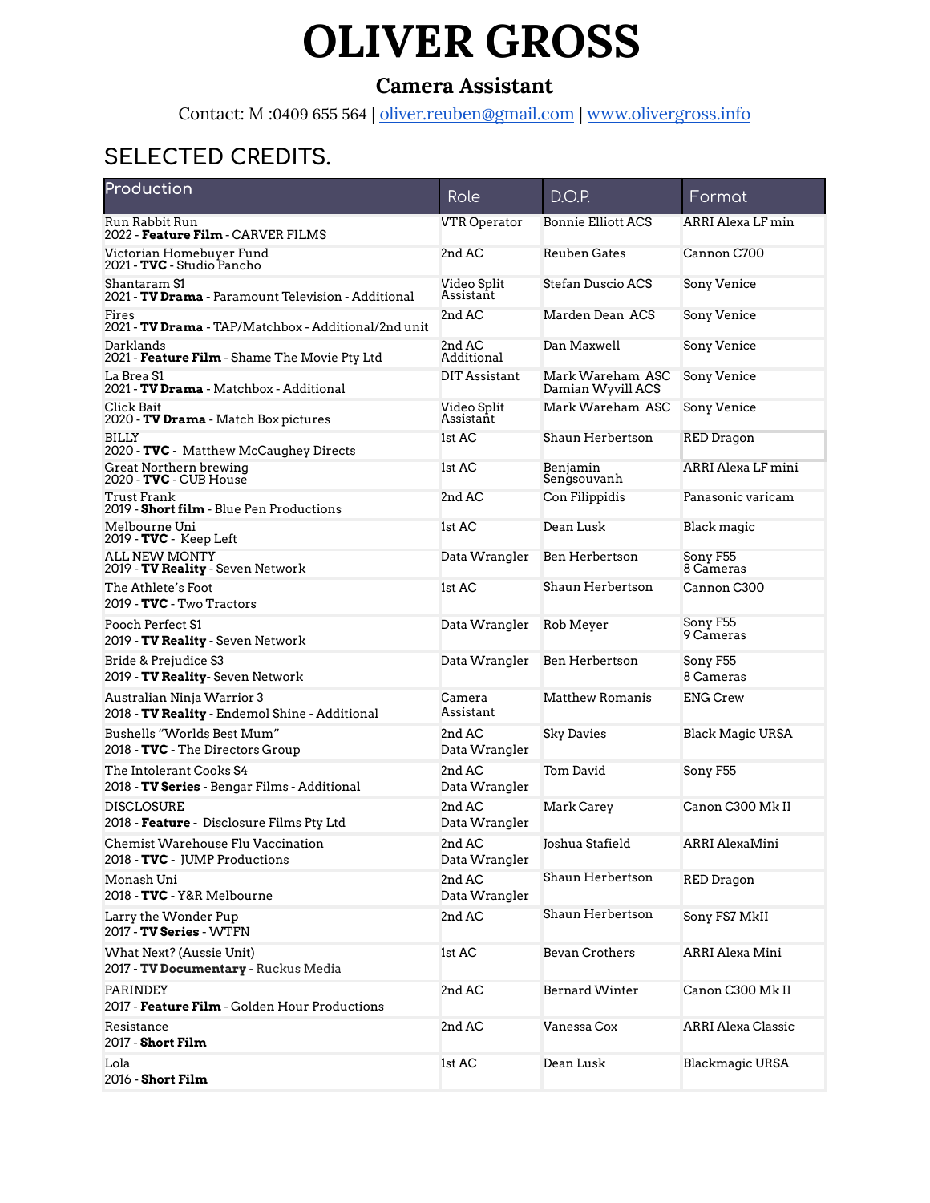# OLIVER GROSS

### Camera Assistant

Contact: M :0409 655 564 | oliver.reuben@gmail.com | www.olivergross.info

## SELECTED CREDITS.

| Production | Role | D.O.P. | Format |
|---|---|---|---|
| Run Rabbit Run<br>2022 - **Feature Film** - CARVER FILMS | VTR Operator | Bonnie Elliott ACS | ARRI Alexa LF min |
| Victorian Homebuyer Fund<br>2021 - **TVC** - Studio Pancho | 2nd AC | Reuben Gates | Cannon C700 |
| Shantaram S1<br>2021 - **TV Drama** - Paramount Television - Additional | Video Split Assistant | Stefan Duscio ACS | Sony Venice |
| Fires<br>2021 - **TV Drama** - TAP/Matchbox - Additional/2nd unit | 2nd AC | Marden Dean ACS | Sony Venice |
| Darklands<br>2021 - **Feature Film** - Shame The Movie Pty Ltd | 2nd AC Additional | Dan Maxwell | Sony Venice |
| La Brea S1<br>2021 - **TV Drama** - Matchbox - Additional | DIT Assistant | Mark Wareham ASC<br>Damian Wyvill ACS | Sony Venice |
| Click Bait<br>2020 - **TV Drama** - Match Box pictures | Video Split Assistant | Mark Wareham ASC | Sony Venice |
| BILLY<br>2020 - **TVC** - Matthew McCaughey Directs | 1st AC | Shaun Herbertson | RED Dragon |
| Great Northern brewing<br>2020 - **TVC** - CUB House | 1st AC | Benjamin Sengsouvanh | ARRI Alexa LF mini |
| Trust Frank<br>2019 - **Short film** - Blue Pen Productions | 2nd AC | Con Filippidis | Panasonic varicam |
| Melbourne Uni<br>2019 - **TVC** - Keep Left | 1st AC | Dean Lusk | Black magic |
| ALL NEW MONTY<br>2019 - **TV Reality** - Seven Network | Data Wrangler | Ben Herbertson | Sony F55<br>8 Cameras |
| The Athlete's Foot<br>2019 - **TVC** - Two Tractors | 1st AC | Shaun Herbertson | Cannon C300 |
| Pooch Perfect S1<br>2019 - **TV Reality** - Seven Network | Data Wrangler | Rob Meyer | Sony F55<br>9 Cameras |
| Bride & Prejudice S3<br>2019 - **TV Reality**- Seven Network | Data Wrangler | Ben Herbertson | Sony F55<br>8 Cameras |
| Australian Ninja Warrior 3<br>2018 - **TV Reality** - Endemol Shine - Additional | Camera Assistant | Matthew Romanis | ENG Crew |
| Bushells "Worlds Best Mum"<br>2018 - **TVC** - The Directors Group | 2nd AC<br>Data Wrangler | Sky Davies | Black Magic URSA |
| The Intolerant Cooks S4<br>2018 - **TV Series** - Bengar Films - Additional | 2nd AC<br>Data Wrangler | Tom David | Sony F55 |
| DISCLOSURE<br>2018 - **Feature** - Disclosure Films Pty Ltd | 2nd AC<br>Data Wrangler | Mark Carey | Canon C300 Mk II |
| Chemist Warehouse Flu Vaccination<br>2018 - **TVC** - JUMP Productions | 2nd AC<br>Data Wrangler | Joshua Stafield | ARRI AlexaMini |
| Monash Uni<br>2018 - **TVC** - Y&R Melbourne | 2nd AC<br>Data Wrangler | Shaun Herbertson | RED Dragon |
| Larry the Wonder Pup<br>2017 - **TV Series** - WTFN | 2nd AC | Shaun Herbertson | Sony FS7 MkII |
| What Next? (Aussie Unit)<br>2017 - **TV Documentary** - Ruckus Media | 1st AC | Bevan Crothers | ARRI Alexa Mini |
| PARINDEY<br>2017 - **Feature Film** - Golden Hour Productions | 2nd AC | Bernard Winter | Canon C300 Mk II |
| Resistance<br>2017 - **Short Film** | 2nd AC | Vanessa Cox | ARRI Alexa Classic |
| Lola<br>2016 - **Short Film** | 1st AC | Dean Lusk | Blackmagic URSA |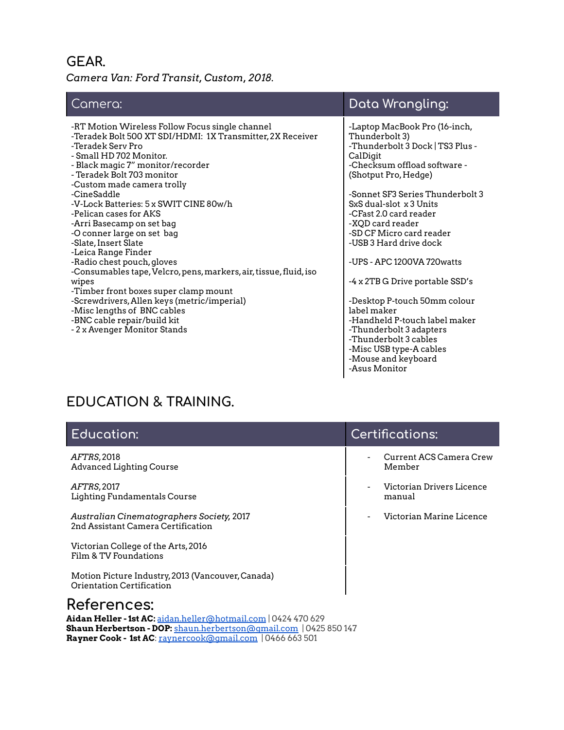# GEAR.

*Camera Van: Ford Transit, Custom, 2018.*

| Camera: | Data Wrangling: |
|---|---|
| -RT Motion Wireless Follow Focus single channel<br>-Teradek Bolt 500 XT SDI/HDMI: 1X Transmitter, 2X Receiver<br>-Teradek Serv Pro<br>- Small HD 702 Monitor.<br>- Black magic 7" monitor/recorder<br>- Teradek Bolt 703 monitor<br>-Custom made camera trolly<br>-CineSaddle<br>-V-Lock Batteries: 5 x SWIT CINE 80w/h<br>-Pelican cases for AKS<br>-Arri Basecamp on set bag<br>-O conner large on set bag<br>-Slate, Insert Slate<br>-Leica Range Finder<br>-Radio chest pouch, gloves<br>-Consumables tape, Velcro, pens, markers, air, tissue, fluid, iso wipes<br>-Timber front boxes super clamp mount<br>-Screwdrivers, Allen keys (metric/imperial)<br>-Misc lengths of BNC cables<br>-BNC cable repair/build kit<br>- 2 x Avenger Monitor Stands | -Laptop MacBook Pro (16-inch, Thunderbolt 3)<br>-Thunderbolt 3 Dock \| TS3 Plus - CalDigit<br>-Checksum offload software - (Shotput Pro, Hedge)<br><br>-Sonnet SF3 Series Thunderbolt 3 SxS dual-slot x 3 Units<br>-CFast 2.0 card reader<br>-XQD card reader<br>-SD CF Micro card reader<br>-USB 3 Hard drive dock<br><br>-UPS - APC 1200VA 720watts<br><br>-4 x 2TB G Drive portable SSD's<br><br>-Desktop P-touch 50mm colour label maker<br>-Handheld P-touch label maker<br>-Thunderbolt 3 adapters<br>-Thunderbolt 3 cables<br>-Misc USB type-A cables<br>-Mouse and keyboard<br>-Asus Monitor |

# EDUCATION & TRAINING.

| Education: | Certifications: |
|---|---|
| *AFTRS*, 2018<br>Advanced Lighting Course | - Current ACS Camera Crew Member |
| *AFTRS*, 2017<br>Lighting Fundamentals Course | - Victorian Drivers Licence manual |
| *Australian Cinematographers Society*, 2017<br>2nd Assistant Camera Certification | - Victorian Marine Licence |
| Victorian College of the Arts, 2016<br>Film & TV Foundations | |
| Motion Picture Industry, 2013 (Vancouver, Canada)<br>Orientation Certification | |

## References:

**Aidan Heller - 1st AC:** aidan.heller@hotmail.com | 0424 470 629
**Shaun Herbertson - DOP:** shaun.herbertson@gmail.com | 0425 850 147
**Rayner Cook - 1st AC**: raynercook@gmail.com | 0466 663 501